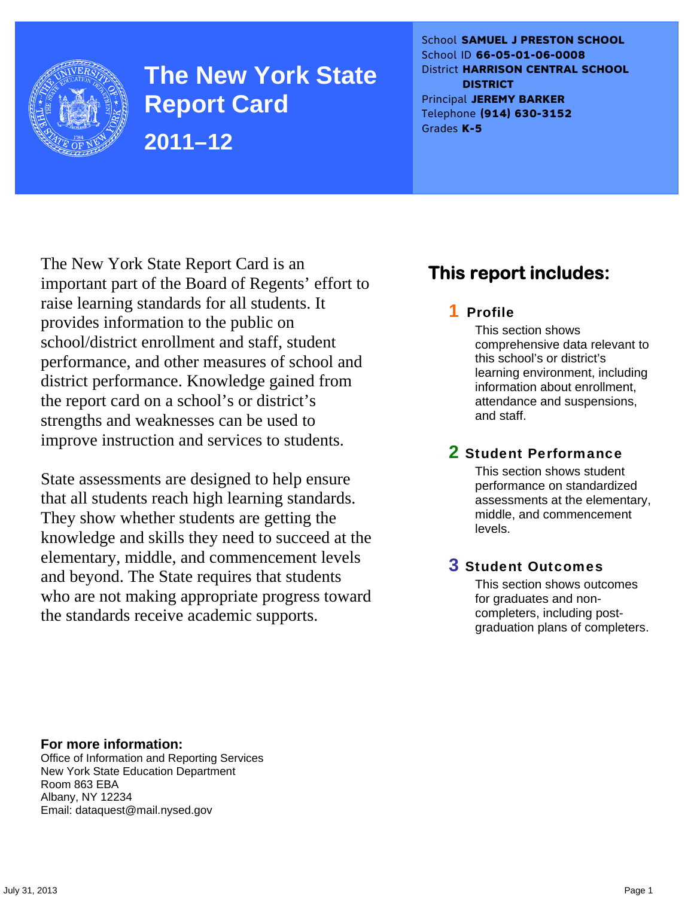# The New York State Report Card

## 2011–12

School **SAMUEL J PRESTON SCHOOL**
School ID **66-05-01-06-0008**
District **HARRISON CENTRAL SCHOOL DISTRICT**
Principal **JEREMY BARKER**
Telephone **(914) 630-3152**
Grades **K-5**

The New York State Report Card is an important part of the Board of Regents' effort to raise learning standards for all students. It provides information to the public on school/district enrollment and staff, student performance, and other measures of school and district performance. Knowledge gained from the report card on a school's or district's strengths and weaknesses can be used to improve instruction and services to students.

State assessments are designed to help ensure that all students reach high learning standards. They show whether students are getting the knowledge and skills they need to succeed at the elementary, middle, and commencement levels and beyond. The State requires that students who are not making appropriate progress toward the standards receive academic supports.

## This report includes:

### 1 Profile

This section shows comprehensive data relevant to this school's or district's learning environment, including information about enrollment, attendance and suspensions, and staff.

### 2 Student Performance

This section shows student performance on standardized assessments at the elementary, middle, and commencement levels.

### 3 Student Outcomes

This section shows outcomes for graduates and non-completers, including post-graduation plans of completers.

**For more information:**
Office of Information and Reporting Services
New York State Education Department
Room 863 EBA
Albany, NY 12234
Email: dataquest@mail.nysed.gov

July 31, 2013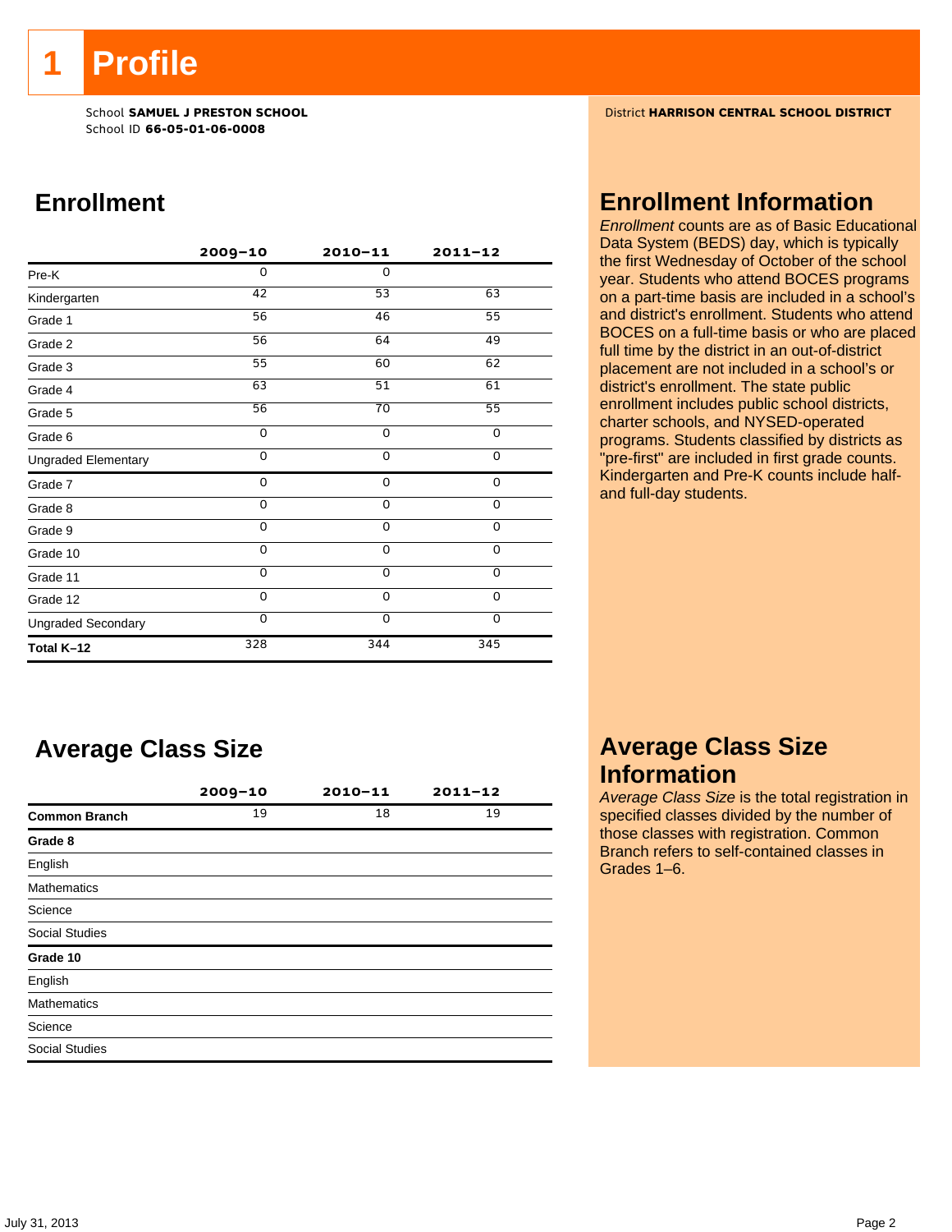# 1 Profile

School **SAMUEL J PRESTON SCHOOL**
School ID **66-05-01-06-0008**

District **HARRISON CENTRAL SCHOOL DISTRICT**

## Enrollment

| | 2009–10 | 2010–11 | 2011–12 |
|---|---|---|---|
| Pre-K | 0 | 0 | |
| Kindergarten | 42 | 53 | 63 |
| Grade 1 | 56 | 46 | 55 |
| Grade 2 | 56 | 64 | 49 |
| Grade 3 | 55 | 60 | 62 |
| Grade 4 | 63 | 51 | 61 |
| Grade 5 | 56 | 70 | 55 |
| Grade 6 | 0 | 0 | 0 |
| Ungraded Elementary | 0 | 0 | 0 |
| Grade 7 | 0 | 0 | 0 |
| Grade 8 | 0 | 0 | 0 |
| Grade 9 | 0 | 0 | 0 |
| Grade 10 | 0 | 0 | 0 |
| Grade 11 | 0 | 0 | 0 |
| Grade 12 | 0 | 0 | 0 |
| Ungraded Secondary | 0 | 0 | 0 |
| **Total K–12** | 328 | 344 | 345 |

## Enrollment Information

*Enrollment* counts are as of Basic Educational Data System (BEDS) day, which is typically the first Wednesday of October of the school year. Students who attend BOCES programs on a part-time basis are included in a school's and district's enrollment. Students who attend BOCES on a full-time basis or who are placed full time by the district in an out-of-district placement are not included in a school's or district's enrollment. The state public enrollment includes public school districts, charter schools, and NYSED-operated programs. Students classified by districts as "pre-first" are included in first grade counts. Kindergarten and Pre-K counts include half- and full-day students.

## Average Class Size

| | 2009–10 | 2010–11 | 2011–12 |
|---|---|---|---|
| **Common Branch** | 19 | 18 | 19 |
| **Grade 8** | | | |
| English | | | |
| Mathematics | | | |
| Science | | | |
| Social Studies | | | |
| **Grade 10** | | | |
| English | | | |
| Mathematics | | | |
| Science | | | |
| Social Studies | | | |

## Average Class Size Information

*Average Class Size* is the total registration in specified classes divided by the number of those classes with registration. Common Branch refers to self-contained classes in Grades 1–6.

July 31, 2013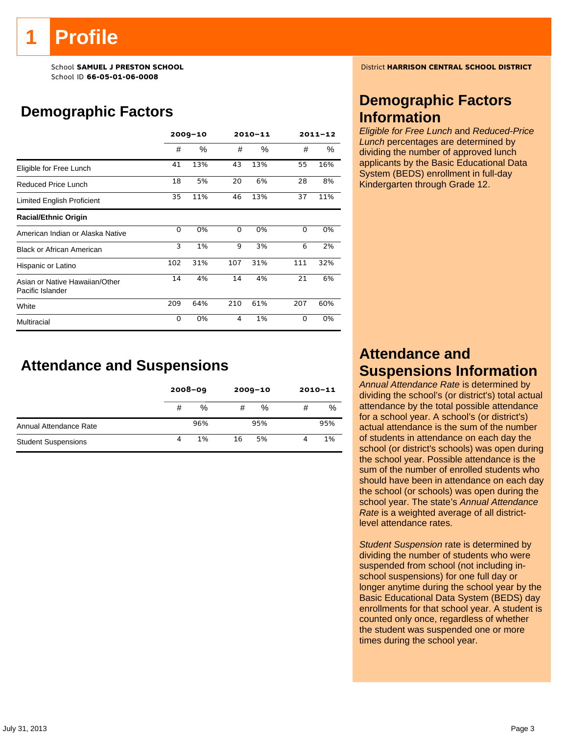# 1 Profile

School **SAMUEL J PRESTON SCHOOL**
School ID **66-05-01-06-0008**

District **HARRISON CENTRAL SCHOOL DISTRICT**

## Demographic Factors

| | 2009–10 | | 2010–11 | | 2011–12 | |
|---|---|---|---|---|---|---|
| | # | % | # | % | # | % |
| Eligible for Free Lunch | 41 | 13% | 43 | 13% | 55 | 16% |
| Reduced Price Lunch | 18 | 5% | 20 | 6% | 28 | 8% |
| Limited English Proficient | 35 | 11% | 46 | 13% | 37 | 11% |
| **Racial/Ethnic Origin** | | | | | | |
| American Indian or Alaska Native | 0 | 0% | 0 | 0% | 0 | 0% |
| Black or African American | 3 | 1% | 9 | 3% | 6 | 2% |
| Hispanic or Latino | 102 | 31% | 107 | 31% | 111 | 32% |
| Asian or Native Hawaiian/Other Pacific Islander | 14 | 4% | 14 | 4% | 21 | 6% |
| White | 209 | 64% | 210 | 61% | 207 | 60% |
| Multiracial | 0 | 0% | 4 | 1% | 0 | 0% |

## Attendance and Suspensions

| | 2008–09 | | 2009–10 | | 2010–11 | |
|---|---|---|---|---|---|---|
| | # | % | # | % | # | % |
| Annual Attendance Rate | | 96% | | 95% | | 95% |
| Student Suspensions | 4 | 1% | 16 | 5% | 4 | 1% |

## Demographic Factors Information

*Eligible for Free Lunch* and *Reduced-Price Lunch* percentages are determined by dividing the number of approved lunch applicants by the Basic Educational Data System (BEDS) enrollment in full-day Kindergarten through Grade 12.

## Attendance and Suspensions Information

*Annual Attendance Rate* is determined by dividing the school's (or district's) total actual attendance by the total possible attendance for a school year. A school's (or district's) actual attendance is the sum of the number of students in attendance on each day the school (or district's schools) was open during the school year. Possible attendance is the sum of the number of enrolled students who should have been in attendance on each day the school (or schools) was open during the school year. The state's *Annual Attendance Rate* is a weighted average of all district-level attendance rates.

*Student Suspension* rate is determined by dividing the number of students who were suspended from school (not including in-school suspensions) for one full day or longer anytime during the school year by the Basic Educational Data System (BEDS) day enrollments for that school year. A student is counted only once, regardless of whether the student was suspended one or more times during the school year.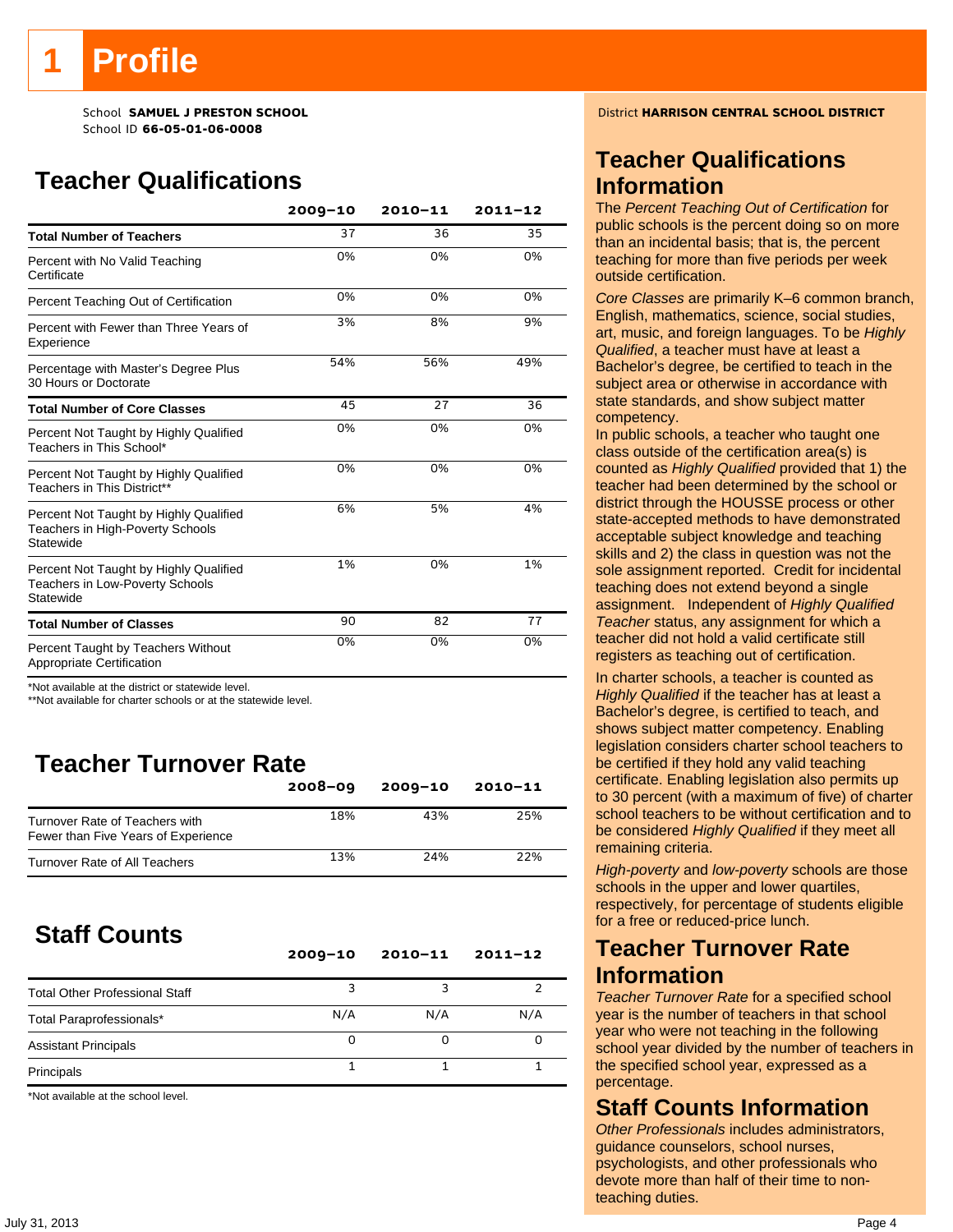# 1 Profile

School **SAMUEL J PRESTON SCHOOL**
School ID **66-05-01-06-0008**

District **HARRISON CENTRAL SCHOOL DISTRICT**

## Teacher Qualifications

| | 2009–10 | 2010–11 | 2011–12 |
|---|---|---|---|
| **Total Number of Teachers** | 37 | 36 | 35 |
| Percent with No Valid Teaching Certificate | 0% | 0% | 0% |
| Percent Teaching Out of Certification | 0% | 0% | 0% |
| Percent with Fewer than Three Years of Experience | 3% | 8% | 9% |
| Percentage with Master's Degree Plus 30 Hours or Doctorate | 54% | 56% | 49% |
| **Total Number of Core Classes** | 45 | 27 | 36 |
| Percent Not Taught by Highly Qualified Teachers in This School* | 0% | 0% | 0% |
| Percent Not Taught by Highly Qualified Teachers in This District** | 0% | 0% | 0% |
| Percent Not Taught by Highly Qualified Teachers in High-Poverty Schools Statewide | 6% | 5% | 4% |
| Percent Not Taught by Highly Qualified Teachers in Low-Poverty Schools Statewide | 1% | 0% | 1% |
| **Total Number of Classes** | 90 | 82 | 77 |
| Percent Taught by Teachers Without Appropriate Certification | 0% | 0% | 0% |

*Not available at the district or statewide level.
**Not available for charter schools or at the statewide level.

## Teacher Turnover Rate

| | 2008–09 | 2009–10 | 2010–11 |
|---|---|---|---|
| Turnover Rate of Teachers with Fewer than Five Years of Experience | 18% | 43% | 25% |
| Turnover Rate of All Teachers | 13% | 24% | 22% |

## Staff Counts

| | 2009–10 | 2010–11 | 2011–12 |
|---|---|---|---|
| Total Other Professional Staff | 3 | 3 | 2 |
| Total Paraprofessionals* | N/A | N/A | N/A |
| Assistant Principals | 0 | 0 | 0 |
| Principals | 1 | 1 | 1 |

*Not available at the school level.

## Teacher Qualifications Information

The *Percent Teaching Out of Certification* for public schools is the percent doing so on more than an incidental basis; that is, the percent teaching for more than five periods per week outside certification.

*Core Classes* are primarily K–6 common branch, English, mathematics, science, social studies, art, music, and foreign languages. To be *Highly Qualified*, a teacher must have at least a Bachelor's degree, be certified to teach in the subject area or otherwise in accordance with state standards, and show subject matter competency.
In public schools, a teacher who taught one class outside of the certification area(s) is counted as *Highly Qualified* provided that 1) the teacher had been determined by the school or district through the HOUSSE process or other state-accepted methods to have demonstrated acceptable subject knowledge and teaching skills and 2) the class in question was not the sole assignment reported. Credit for incidental teaching does not extend beyond a single assignment. Independent of *Highly Qualified Teacher* status, any assignment for which a teacher did not hold a valid certificate still registers as teaching out of certification.

In charter schools, a teacher is counted as *Highly Qualified* if the teacher has at least a Bachelor's degree, is certified to teach, and shows subject matter competency. Enabling legislation considers charter school teachers to be certified if they hold any valid teaching certificate. Enabling legislation also permits up to 30 percent (with a maximum of five) of charter school teachers to be without certification and to be considered *Highly Qualified* if they meet all remaining criteria.

*High-poverty* and *low-poverty* schools are those schools in the upper and lower quartiles, respectively, for percentage of students eligible for a free or reduced-price lunch.

## Teacher Turnover Rate Information

*Teacher Turnover Rate* for a specified school year is the number of teachers in that school year who were not teaching in the following school year divided by the number of teachers in the specified school year, expressed as a percentage.

## Staff Counts Information

*Other Professionals* includes administrators, guidance counselors, school nurses, psychologists, and other professionals who devote more than half of their time to non-teaching duties.

July 31, 2013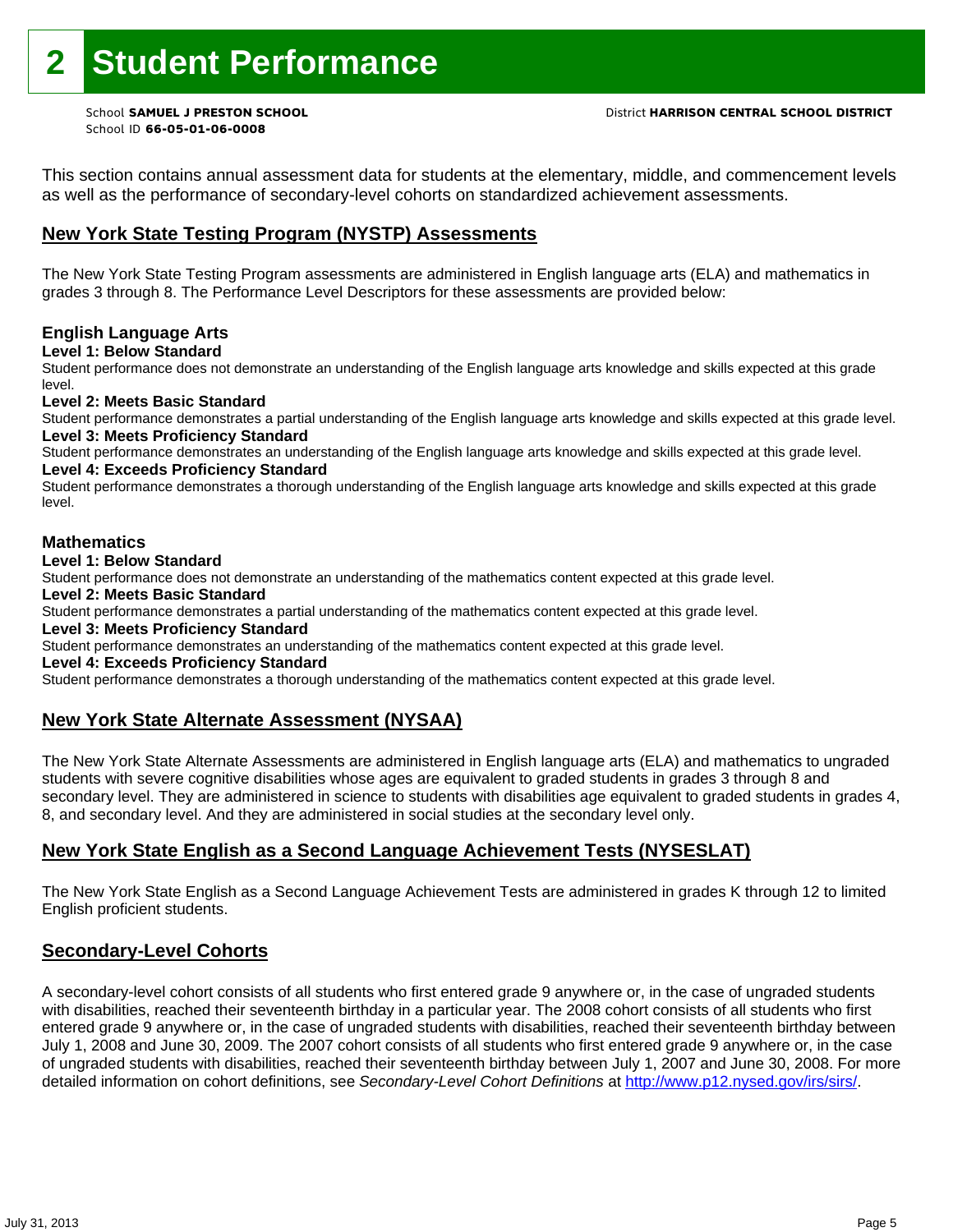# 2 Student Performance

School **SAMUEL J PRESTON SCHOOL**
School ID **66-05-01-06-0008**

District **HARRISON CENTRAL SCHOOL DISTRICT**

This section contains annual assessment data for students at the elementary, middle, and commencement levels as well as the performance of secondary-level cohorts on standardized achievement assessments.

## New York State Testing Program (NYSTP) Assessments

The New York State Testing Program assessments are administered in English language arts (ELA) and mathematics in grades 3 through 8. The Performance Level Descriptors for these assessments are provided below:

### English Language Arts

**Level 1: Below Standard**
Student performance does not demonstrate an understanding of the English language arts knowledge and skills expected at this grade level.

**Level 2: Meets Basic Standard**
Student performance demonstrates a partial understanding of the English language arts knowledge and skills expected at this grade level.

**Level 3: Meets Proficiency Standard**
Student performance demonstrates an understanding of the English language arts knowledge and skills expected at this grade level.

**Level 4: Exceeds Proficiency Standard**
Student performance demonstrates a thorough understanding of the English language arts knowledge and skills expected at this grade level.

### Mathematics

**Level 1: Below Standard**
Student performance does not demonstrate an understanding of the mathematics content expected at this grade level.

**Level 2: Meets Basic Standard**
Student performance demonstrates a partial understanding of the mathematics content expected at this grade level.

**Level 3: Meets Proficiency Standard**
Student performance demonstrates an understanding of the mathematics content expected at this grade level.

**Level 4: Exceeds Proficiency Standard**
Student performance demonstrates a thorough understanding of the mathematics content expected at this grade level.

## New York State Alternate Assessment (NYSAA)

The New York State Alternate Assessments are administered in English language arts (ELA) and mathematics to ungraded students with severe cognitive disabilities whose ages are equivalent to graded students in grades 3 through 8 and secondary level. They are administered in science to students with disabilities age equivalent to graded students in grades 4, 8, and secondary level. And they are administered in social studies at the secondary level only.

## New York State English as a Second Language Achievement Tests (NYSESLAT)

The New York State English as a Second Language Achievement Tests are administered in grades K through 12 to limited English proficient students.

## Secondary-Level Cohorts

A secondary-level cohort consists of all students who first entered grade 9 anywhere or, in the case of ungraded students with disabilities, reached their seventeenth birthday in a particular year. The 2008 cohort consists of all students who first entered grade 9 anywhere or, in the case of ungraded students with disabilities, reached their seventeenth birthday between July 1, 2008 and June 30, 2009. The 2007 cohort consists of all students who first entered grade 9 anywhere or, in the case of ungraded students with disabilities, reached their seventeenth birthday between July 1, 2007 and June 30, 2008. For more detailed information on cohort definitions, see *Secondary-Level Cohort Definitions* at http://www.p12.nysed.gov/irs/sirs/.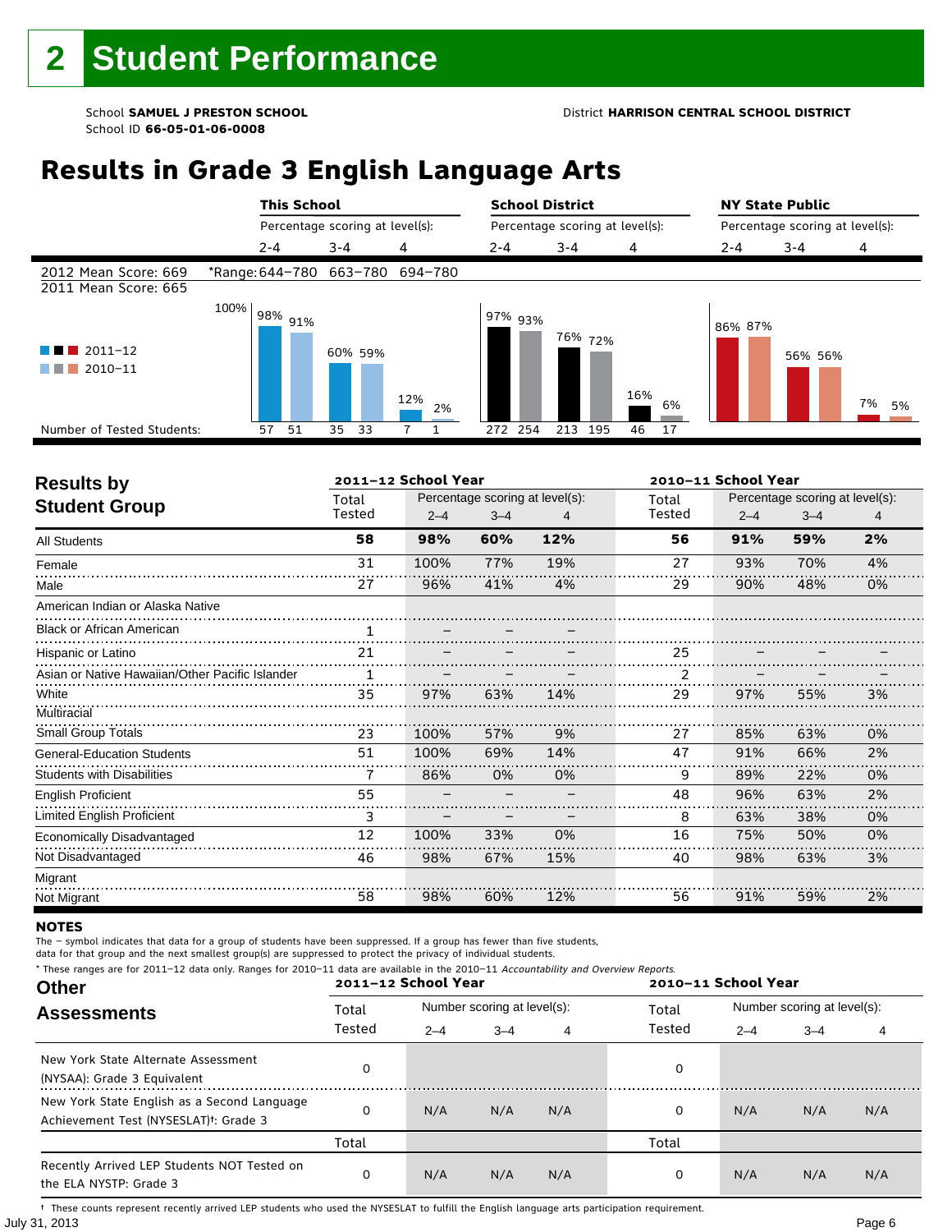# 2 Student Performance

School **SAMUEL J PRESTON SCHOOL**
School ID **66-05-01-06-0008**

District **HARRISON CENTRAL SCHOOL DISTRICT**

## Results in Grade 3 English Language Arts

| | This School | | | School District | | | NY State Public | | |
|---|---|---|---|---|---|---|---|---|---|
| | Percentage scoring at level(s): | | | Percentage scoring at level(s): | | | Percentage scoring at level(s): | | |
| | 2-4 | 3-4 | 4 | 2-4 | 3-4 | 4 | 2-4 | 3-4 | 4 |
| 2012 Mean Score: 669 | *Range: 644–780 | 663–780 | 694–780 | | | | | | |
| 2011 Mean Score: 665 | | | | | | | | | |
| 2011–12 | 98% | 60% | 12% | 97% | 76% | 16% | 86% | 56% | 7% |
| 2010–11 | 91% | 59% | 2% | 93% | 72% | 6% | 87% | 56% | 5% |
| Number of Tested Students (2011–12) | 57 | 35 | 7 | 272 | 213 | 46 | | | |
| Number of Tested Students (2010–11) | 51 | 33 | 1 | 254 | 195 | 17 | | | |

## Results by Student Group

| | 2011–12 School Year | | | | 2010–11 School Year | | | |
|---|---|---|---|---|---|---|---|---|
| | Total Tested | Percentage scoring at level(s): 2–4 | 3–4 | 4 | Total Tested | Percentage scoring at level(s): 2–4 | 3–4 | 4 |
| **All Students** | **58** | **98%** | **60%** | **12%** | **56** | **91%** | **59%** | **2%** |
| Female | 31 | 100% | 77% | 19% | 27 | 93% | 70% | 4% |
| Male | 27 | 96% | 41% | 4% | 29 | 90% | 48% | 0% |
| American Indian or Alaska Native | | | | | | | | |
| Black or African American | 1 | – | – | – | | | | |
| Hispanic or Latino | 21 | – | – | – | 25 | – | – | – |
| Asian or Native Hawaiian/Other Pacific Islander | 1 | – | – | – | 2 | – | – | – |
| White | 35 | 97% | 63% | 14% | 29 | 97% | 55% | 3% |
| Multiracial | | | | | | | | |
| Small Group Totals | 23 | 100% | 57% | 9% | 27 | 85% | 63% | 0% |
| General-Education Students | 51 | 100% | 69% | 14% | 47 | 91% | 66% | 2% |
| Students with Disabilities | 7 | 86% | 0% | 0% | 9 | 89% | 22% | 0% |
| English Proficient | 55 | – | – | – | 48 | 96% | 63% | 2% |
| Limited English Proficient | 3 | – | – | – | 8 | 63% | 38% | 0% |
| Economically Disadvantaged | 12 | 100% | 33% | 0% | 16 | 75% | 50% | 0% |
| Not Disadvantaged | 46 | 98% | 67% | 15% | 40 | 98% | 63% | 3% |
| Migrant | | | | | | | | |
| Not Migrant | 58 | 98% | 60% | 12% | 56 | 91% | 59% | 2% |

**NOTES**

The – symbol indicates that data for a group of students have been suppressed. If a group has fewer than five students, data for that group and the next smallest group(s) are suppressed to protect the privacy of individual students.

\* These ranges are for 2011–12 data only. Ranges for 2010–11 data are available in the 2010–11 *Accountability and Overview Reports.*

## Other Assessments

| | 2011–12 School Year | | | | 2010–11 School Year | | | |
|---|---|---|---|---|---|---|---|---|
| | Total Tested | Number scoring at level(s): 2–4 | 3–4 | 4 | Total Tested | Number scoring at level(s): 2–4 | 3–4 | 4 |
| New York State Alternate Assessment (NYSAA): Grade 3 Equivalent | 0 | | | | 0 | | | |
| New York State English as a Second Language Achievement Test (NYSESLAT)†: Grade 3 | 0 | N/A | N/A | N/A | 0 | N/A | N/A | N/A |
| | Total | | | | Total | | | |
| Recently Arrived LEP Students NOT Tested on the ELA NYSTP: Grade 3 | 0 | N/A | N/A | N/A | 0 | N/A | N/A | N/A |

† These counts represent recently arrived LEP students who used the NYSESLAT to fulfill the English language arts participation requirement.

July 31, 2013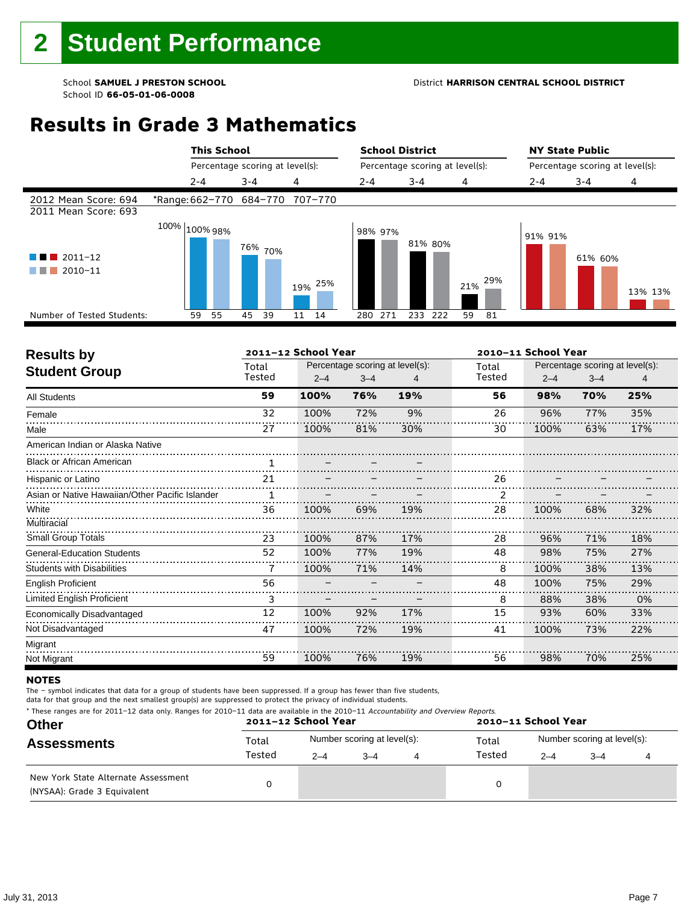# 2 Student Performance

School **SAMUEL J PRESTON SCHOOL**
School ID **66-05-01-06-0008**

District **HARRISON CENTRAL SCHOOL DISTRICT**

## Results in Grade 3 Mathematics

| | This School | | | School District | | | NY State Public | | |
|---|---|---|---|---|---|---|---|---|---|
| | Percentage scoring at level(s): | | | Percentage scoring at level(s): | | | Percentage scoring at level(s): | | |
| | 2-4 | 3-4 | 4 | 2-4 | 3-4 | 4 | 2-4 | 3-4 | 4 |
| 2012 Mean Score: 694 | *Range: 662–770 | 684–770 | 707–770 | | | | | | |
| 2011 Mean Score: 693 | | | | | | | | | |
| 2011–12 | 100% | 76% | 19% | 98% | 81% | 21% | 91% | 61% | 13% |
| 2010–11 | 98% | 70% | 25% | 97% | 80% | 29% | 91% | 60% | 13% |
| Number of Tested Students: 2011–12 | 59 | 45 | 11 | 280 | 233 | 59 | | | |
| Number of Tested Students: 2010–11 | 55 | 39 | 14 | 271 | 222 | 81 | | | |

## Results by Student Group

| | 2011–12 School Year | | | | 2010–11 School Year | | | |
|---|---|---|---|---|---|---|---|---|
| | Total Tested | Percentage scoring at level(s): 2–4 | 3–4 | 4 | Total Tested | Percentage scoring at level(s): 2–4 | 3–4 | 4 |
| **All Students** | **59** | **100%** | **76%** | **19%** | **56** | **98%** | **70%** | **25%** |
| Female | 32 | 100% | 72% | 9% | 26 | 96% | 77% | 35% |
| Male | 27 | 100% | 81% | 30% | 30 | 100% | 63% | 17% |
| American Indian or Alaska Native | | | | | | | | |
| Black or African American | 1 | – | – | – | | | | |
| Hispanic or Latino | 21 | – | – | – | 26 | – | – | – |
| Asian or Native Hawaiian/Other Pacific Islander | 1 | – | – | – | 2 | – | – | – |
| White | 36 | 100% | 69% | 19% | 28 | 100% | 68% | 32% |
| Multiracial | | | | | | | | |
| Small Group Totals | 23 | 100% | 87% | 17% | 28 | 96% | 71% | 18% |
| General-Education Students | 52 | 100% | 77% | 19% | 48 | 98% | 75% | 27% |
| Students with Disabilities | 7 | 100% | 71% | 14% | 8 | 100% | 38% | 13% |
| English Proficient | 56 | – | – | – | 48 | 100% | 75% | 29% |
| Limited English Proficient | 3 | – | – | – | 8 | 88% | 38% | 0% |
| Economically Disadvantaged | 12 | 100% | 92% | 17% | 15 | 93% | 60% | 33% |
| Not Disadvantaged | 47 | 100% | 72% | 19% | 41 | 100% | 73% | 22% |
| Migrant | | | | | | | | |
| Not Migrant | 59 | 100% | 76% | 19% | 56 | 98% | 70% | 25% |

**NOTES**

The – symbol indicates that data for a group of students have been suppressed. If a group has fewer than five students, data for that group and the next smallest group(s) are suppressed to protect the privacy of individual students.

* These ranges are for 2011–12 data only. Ranges for 2010–11 data are available in the 2010–11 *Accountability and Overview Reports.*

## Other Assessments

| | 2011–12 School Year | | | | 2010–11 School Year | | | |
|---|---|---|---|---|---|---|---|---|
| | Total Tested | Number scoring at level(s): 2–4 | 3–4 | 4 | Total Tested | Number scoring at level(s): 2–4 | 3–4 | 4 |
| New York State Alternate Assessment (NYSAA): Grade 3 Equivalent | 0 | | | | 0 | | | |

July 31, 2013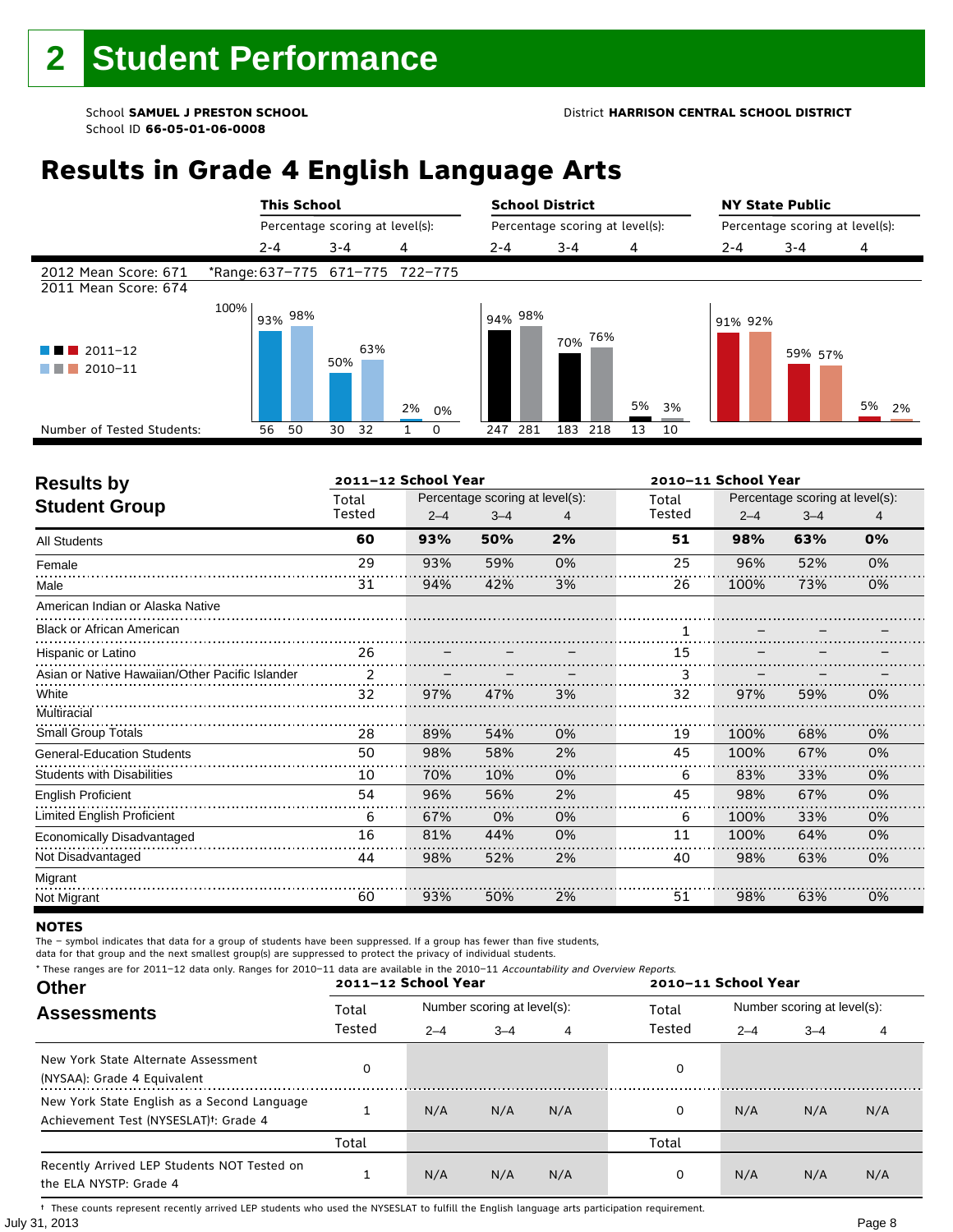# 2 Student Performance

School **SAMUEL J PRESTON SCHOOL** District **HARRISON CENTRAL SCHOOL DISTRICT**
School ID **66-05-01-06-0008**

## Results in Grade 4 English Language Arts

| | This School | | | School District | | | NY State Public | | |
|---|---|---|---|---|---|---|---|---|---|
| | Percentage scoring at level(s): | | | Percentage scoring at level(s): | | | Percentage scoring at level(s): | | |
| | 2-4 | 3-4 | 4 | 2-4 | 3-4 | 4 | 2-4 | 3-4 | 4 |
| 2012 Mean Score: 671 | *Range: 637–775 | 671–775 | 722–775 | | | | | | |
| 2011 Mean Score: 674 | | | | | | | | | |
| 2011–12 | 93% | 50% | 2% | 94% | 70% | 5% | 91% | 59% | 5% |
| 2010–11 | 98% | 63% | 0% | 98% | 76% | 3% | 92% | 57% | 2% |
| Number of Tested Students: 2011–12 | 56 | 30 | 1 | 247 | 183 | 13 | | | |
| Number of Tested Students: 2010–11 | 50 | 32 | 0 | 281 | 218 | 10 | | | |

## Results by Student Group

| | 2011–12 School Year | | | | 2010–11 School Year | | | |
|---|---|---|---|---|---|---|---|---|
| | Total Tested | Percentage scoring at level(s): 2–4 | 3–4 | 4 | Total Tested | Percentage scoring at level(s): 2–4 | 3–4 | 4 |
| **All Students** | **60** | **93%** | **50%** | **2%** | **51** | **98%** | **63%** | **0%** |
| Female | 29 | 93% | 59% | 0% | 25 | 96% | 52% | 0% |
| Male | 31 | 94% | 42% | 3% | 26 | 100% | 73% | 0% |
| American Indian or Alaska Native | | | | | | | | |
| Black or African American | | | | | 1 | – | – | – |
| Hispanic or Latino | 26 | – | – | – | 15 | – | – | – |
| Asian or Native Hawaiian/Other Pacific Islander | 2 | – | – | – | 3 | – | – | – |
| White | 32 | 97% | 47% | 3% | 32 | 97% | 59% | 0% |
| Multiracial | | | | | | | | |
| Small Group Totals | 28 | 89% | 54% | 0% | 19 | 100% | 68% | 0% |
| General-Education Students | 50 | 98% | 58% | 2% | 45 | 100% | 67% | 0% |
| Students with Disabilities | 10 | 70% | 10% | 0% | 6 | 83% | 33% | 0% |
| English Proficient | 54 | 96% | 56% | 2% | 45 | 98% | 67% | 0% |
| Limited English Proficient | 6 | 67% | 0% | 0% | 6 | 100% | 33% | 0% |
| Economically Disadvantaged | 16 | 81% | 44% | 0% | 11 | 100% | 64% | 0% |
| Not Disadvantaged | 44 | 98% | 52% | 2% | 40 | 98% | 63% | 0% |
| Migrant | | | | | | | | |
| Not Migrant | 60 | 93% | 50% | 2% | 51 | 98% | 63% | 0% |

**NOTES**

The – symbol indicates that data for a group of students have been suppressed. If a group has fewer than five students, data for that group and the next smallest group(s) are suppressed to protect the privacy of individual students.

\* These ranges are for 2011–12 data only. Ranges for 2010–11 data are available in the 2010–11 *Accountability and Overview Reports.*

## Other Assessments

| | 2011–12 School Year | | | | 2010–11 School Year | | | |
|---|---|---|---|---|---|---|---|---|
| | Total Tested | Number scoring at level(s): 2–4 | 3–4 | 4 | Total Tested | Number scoring at level(s): 2–4 | 3–4 | 4 |
| New York State Alternate Assessment (NYSAA): Grade 4 Equivalent | 0 | | | | 0 | | | |
| New York State English as a Second Language Achievement Test (NYSESLAT)†: Grade 4 | 1 | N/A | N/A | N/A | 0 | N/A | N/A | N/A |
| | Total | | | | Total | | | |
| Recently Arrived LEP Students NOT Tested on the ELA NYSTP: Grade 4 | 1 | N/A | N/A | N/A | 0 | N/A | N/A | N/A |

† These counts represent recently arrived LEP students who used the NYSESLAT to fulfill the English language arts participation requirement.

July 31, 2013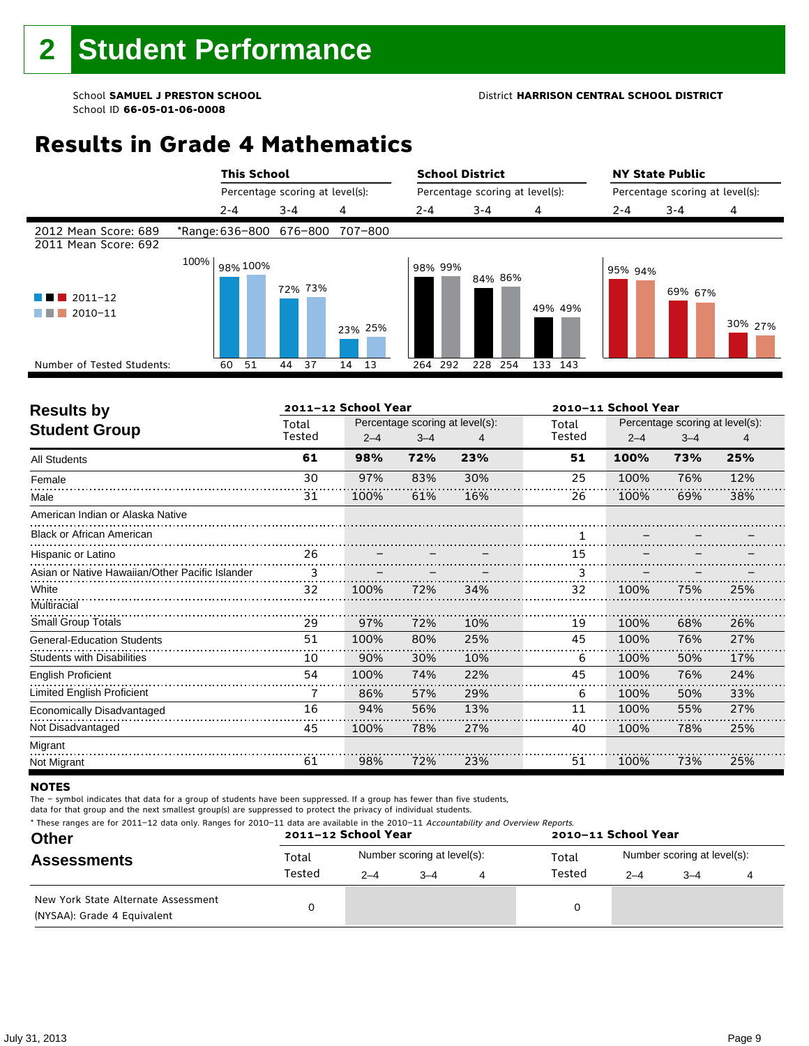# 2 Student Performance

School **SAMUEL J PRESTON SCHOOL**
School ID **66-05-01-06-0008**

District **HARRISON CENTRAL SCHOOL DISTRICT**

## Results in Grade 4 Mathematics

| | This School | | | School District | | | NY State Public | | |
|---|---|---|---|---|---|---|---|---|---|
| | Percentage scoring at level(s): | | | Percentage scoring at level(s): | | | Percentage scoring at level(s): | | |
| | 2-4 | 3-4 | 4 | 2-4 | 3-4 | 4 | 2-4 | 3-4 | 4 |
| 2012 Mean Score: 689 | *Range: 636–800 | 676–800 | 707–800 | | | | | | |
| 2011 Mean Score: 692 | | | | | | | | | |
| 2011–12 | 98% | 72% | 23% | 98% | 84% | 49% | 95% | 69% | 30% |
| 2010–11 | 100% | 73% | 25% | 99% | 86% | 49% | 94% | 67% | 27% |
| Number of Tested Students: 2011–12 | 60 | 44 | 14 | 264 | 228 | 133 | | | |
| Number of Tested Students: 2010–11 | 51 | 37 | 13 | 292 | 254 | 143 | | | |

## Results by Student Group

| | 2011–12 School Year | | | | 2010–11 School Year | | | |
|---|---|---|---|---|---|---|---|---|
| | Total Tested | Percentage scoring at level(s): 2–4 | 3–4 | 4 | Total Tested | Percentage scoring at level(s): 2–4 | 3–4 | 4 |
| **All Students** | **61** | **98%** | **72%** | **23%** | **51** | **100%** | **73%** | **25%** |
| Female | 30 | 97% | 83% | 30% | 25 | 100% | 76% | 12% |
| Male | 31 | 100% | 61% | 16% | 26 | 100% | 69% | 38% |
| American Indian or Alaska Native | | | | | | | | |
| Black or African American | | | | | 1 | – | – | – |
| Hispanic or Latino | 26 | – | – | – | 15 | – | – | – |
| Asian or Native Hawaiian/Other Pacific Islander | 3 | – | – | – | 3 | – | – | – |
| White | 32 | 100% | 72% | 34% | 32 | 100% | 75% | 25% |
| Multiracial | | | | | | | | |
| Small Group Totals | 29 | 97% | 72% | 10% | 19 | 100% | 68% | 26% |
| General-Education Students | 51 | 100% | 80% | 25% | 45 | 100% | 76% | 27% |
| Students with Disabilities | 10 | 90% | 30% | 10% | 6 | 100% | 50% | 17% |
| English Proficient | 54 | 100% | 74% | 22% | 45 | 100% | 76% | 24% |
| Limited English Proficient | 7 | 86% | 57% | 29% | 6 | 100% | 50% | 33% |
| Economically Disadvantaged | 16 | 94% | 56% | 13% | 11 | 100% | 55% | 27% |
| Not Disadvantaged | 45 | 100% | 78% | 27% | 40 | 100% | 78% | 25% |
| Migrant | | | | | | | | |
| Not Migrant | 61 | 98% | 72% | 23% | 51 | 100% | 73% | 25% |

### NOTES

The – symbol indicates that data for a group of students have been suppressed. If a group has fewer than five students, data for that group and the next smallest group(s) are suppressed to protect the privacy of individual students.

\* These ranges are for 2011–12 data only. Ranges for 2010–11 data are available in the 2010–11 *Accountability and Overview Reports.*

## Other Assessments

| | 2011–12 School Year | | | | 2010–11 School Year | | | |
|---|---|---|---|---|---|---|---|---|
| | Total Tested | Number scoring at level(s): 2–4 | 3–4 | 4 | Total Tested | Number scoring at level(s): 2–4 | 3–4 | 4 |
| New York State Alternate Assessment (NYSAA): Grade 4 Equivalent | 0 | | | | 0 | | | |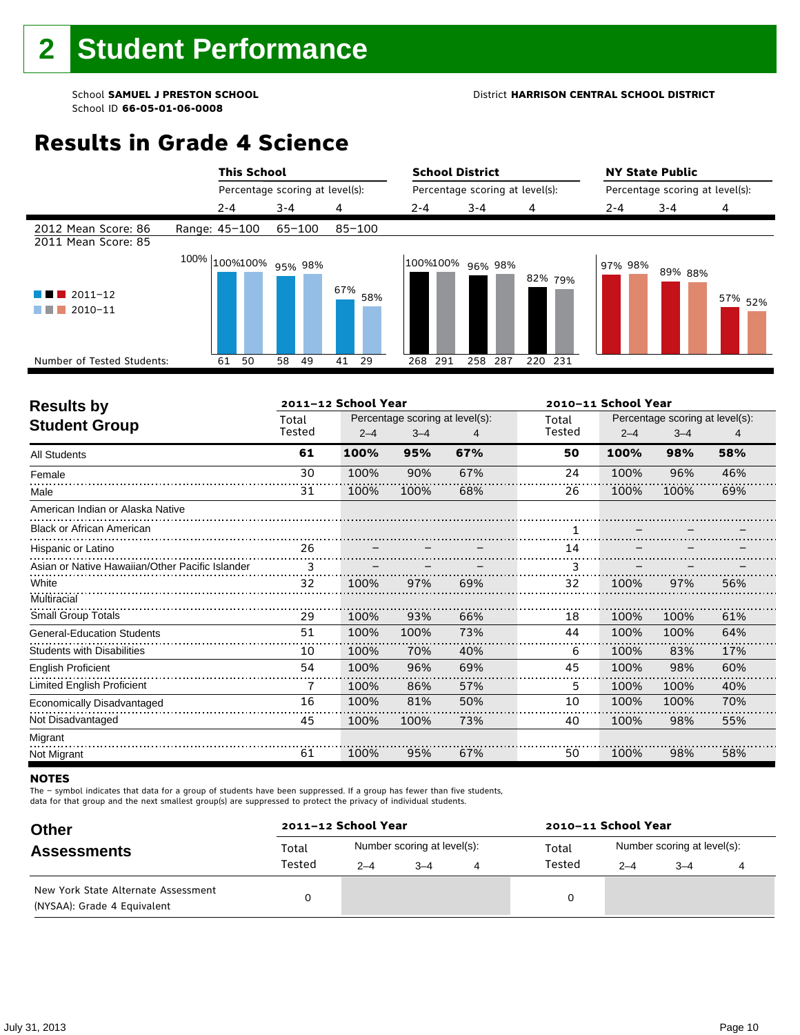# 2 Student Performance

School **SAMUEL J PRESTON SCHOOL**
School ID **66-05-01-06-0008**

District **HARRISON CENTRAL SCHOOL DISTRICT**

## Results in Grade 4 Science

| | This School | | | School District | | | NY State Public | | |
|---|---|---|---|---|---|---|---|---|---|
| | Percentage scoring at level(s): | | | Percentage scoring at level(s): | | | Percentage scoring at level(s): | | |
| | 2-4 | 3-4 | 4 | 2-4 | 3-4 | 4 | 2-4 | 3-4 | 4 |
| 2012 Mean Score: 86 / 2011 Mean Score: 85 — Range: | 45–100 | 65–100 | 85–100 | | | | | | |
| 2011–12 | 100% | 95% | 67% | 100% | 96% | 82% | 97% | 89% | 57% |
| 2010–11 | 100% | 98% | 58% | 100% | 98% | 79% | 98% | 88% | 52% |
| Number of Tested Students (2011–12) | 61 | 58 | 41 | 268 | 258 | 220 | | | |
| Number of Tested Students (2010–11) | 50 | 49 | 29 | 291 | 287 | 231 | | | |

## Results by Student Group

| | 2011–12 School Year | | | | 2010–11 School Year | | | |
|---|---|---|---|---|---|---|---|---|
| | Total Tested | Percentage scoring at level(s): 2–4 | 3–4 | 4 | Total Tested | Percentage scoring at level(s): 2–4 | 3–4 | 4 |
| **All Students** | **61** | **100%** | **95%** | **67%** | **50** | **100%** | **98%** | **58%** |
| Female | 30 | 100% | 90% | 67% | 24 | 100% | 96% | 46% |
| Male | 31 | 100% | 100% | 68% | 26 | 100% | 100% | 69% |
| American Indian or Alaska Native | | | | | | | | |
| Black or African American | | | | | 1 | – | – | – |
| Hispanic or Latino | 26 | – | – | – | 14 | – | – | – |
| Asian or Native Hawaiian/Other Pacific Islander | 3 | – | – | – | 3 | – | – | – |
| White | 32 | 100% | 97% | 69% | 32 | 100% | 97% | 56% |
| Multiracial | | | | | | | | |
| Small Group Totals | 29 | 100% | 93% | 66% | 18 | 100% | 100% | 61% |
| General-Education Students | 51 | 100% | 100% | 73% | 44 | 100% | 100% | 64% |
| Students with Disabilities | 10 | 100% | 70% | 40% | 6 | 100% | 83% | 17% |
| English Proficient | 54 | 100% | 96% | 69% | 45 | 100% | 98% | 60% |
| Limited English Proficient | 7 | 100% | 86% | 57% | 5 | 100% | 100% | 40% |
| Economically Disadvantaged | 16 | 100% | 81% | 50% | 10 | 100% | 100% | 70% |
| Not Disadvantaged | 45 | 100% | 100% | 73% | 40 | 100% | 98% | 55% |
| Migrant | | | | | | | | |
| Not Migrant | 61 | 100% | 95% | 67% | 50 | 100% | 98% | 58% |

**NOTES**

The – symbol indicates that data for a group of students have been suppressed. If a group has fewer than five students, data for that group and the next smallest group(s) are suppressed to protect the privacy of individual students.

## Other Assessments

| | 2011–12 School Year | | | | 2010–11 School Year | | | |
|---|---|---|---|---|---|---|---|---|
| | Total Tested | Number scoring at level(s): 2–4 | 3–4 | 4 | Total Tested | Number scoring at level(s): 2–4 | 3–4 | 4 |
| New York State Alternate Assessment (NYSAA): Grade 4 Equivalent | 0 | | | | 0 | | | |

July 31, 2013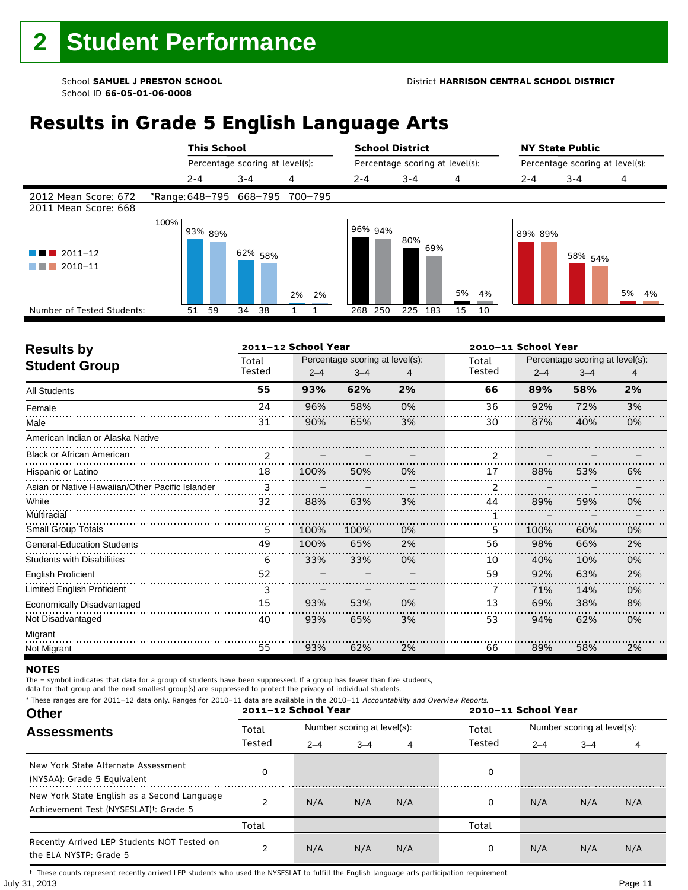# 2 Student Performance

School **SAMUEL J PRESTON SCHOOL**
School ID **66-05-01-06-0008**

District **HARRISON CENTRAL SCHOOL DISTRICT**

## Results in Grade 5 English Language Arts

| | This School | | | School District | | | NY State Public | | |
|---|---|---|---|---|---|---|---|---|---|
| | Percentage scoring at level(s): | | | Percentage scoring at level(s): | | | Percentage scoring at level(s): | | |
| | 2-4 | 3-4 | 4 | 2-4 | 3-4 | 4 | 2-4 | 3-4 | 4 |
| 2012 Mean Score: 672 / 2011 Mean Score: 668 | *Range: 648–795 | 668–795 | 700–795 | | | | | | |
| 2011–12 | 93% | 62% | 2% | 96% | 80% | 5% | 89% | 58% | 5% |
| 2010–11 | 89% | 58% | 2% | 94% | 69% | 4% | 89% | 54% | 4% |
| Number of Tested Students: 2011–12 | 51 | 34 | 1 | 268 | 225 | 15 | | | |
| Number of Tested Students: 2010–11 | 59 | 38 | 1 | 250 | 183 | 10 | | | |

## Results by Student Group

| | 2011–12 School Year | | | | 2010–11 School Year | | | |
|---|---|---|---|---|---|---|---|---|
| | Total Tested | Percentage scoring at level(s): 2–4 | 3–4 | 4 | Total Tested | Percentage scoring at level(s): 2–4 | 3–4 | 4 |
| **All Students** | **55** | **93%** | **62%** | **2%** | **66** | **89%** | **58%** | **2%** |
| Female | 24 | 96% | 58% | 0% | 36 | 92% | 72% | 3% |
| Male | 31 | 90% | 65% | 3% | 30 | 87% | 40% | 0% |
| American Indian or Alaska Native | | | | | | | | |
| Black or African American | 2 | – | – | – | 2 | – | – | – |
| Hispanic or Latino | 18 | 100% | 50% | 0% | 17 | 88% | 53% | 6% |
| Asian or Native Hawaiian/Other Pacific Islander | 3 | – | – | – | 2 | – | – | – |
| White | 32 | 88% | 63% | 3% | 44 | 89% | 59% | 0% |
| Multiracial | | | | | 1 | – | – | – |
| Small Group Totals | 5 | 100% | 100% | 0% | 5 | 100% | 60% | 0% |
| General-Education Students | 49 | 100% | 65% | 2% | 56 | 98% | 66% | 2% |
| Students with Disabilities | 6 | 33% | 33% | 0% | 10 | 40% | 10% | 0% |
| English Proficient | 52 | – | – | – | 59 | 92% | 63% | 2% |
| Limited English Proficient | 3 | – | – | – | 7 | 71% | 14% | 0% |
| Economically Disadvantaged | 15 | 93% | 53% | 0% | 13 | 69% | 38% | 8% |
| Not Disadvantaged | 40 | 93% | 65% | 3% | 53 | 94% | 62% | 0% |
| Migrant | | | | | | | | |
| Not Migrant | 55 | 93% | 62% | 2% | 66 | 89% | 58% | 2% |

**NOTES**

The – symbol indicates that data for a group of students have been suppressed. If a group has fewer than five students, data for that group and the next smallest group(s) are suppressed to protect the privacy of individual students.

\* These ranges are for 2011–12 data only. Ranges for 2010–11 data are available in the 2010–11 *Accountability and Overview Reports*.

## Other Assessments

| | 2011–12 School Year | | | | 2010–11 School Year | | | |
|---|---|---|---|---|---|---|---|---|
| | Total Tested | Number scoring at level(s): 2–4 | 3–4 | 4 | Total Tested | Number scoring at level(s): 2–4 | 3–4 | 4 |
| New York State Alternate Assessment (NYSAA): Grade 5 Equivalent | 0 | | | | 0 | | | |
| New York State English as a Second Language Achievement Test (NYSESLAT)†: Grade 5 | 2 | N/A | N/A | N/A | 0 | N/A | N/A | N/A |
| | Total | | | | Total | | | |
| Recently Arrived LEP Students NOT Tested on the ELA NYSTP: Grade 5 | 2 | N/A | N/A | N/A | 0 | N/A | N/A | N/A |

† These counts represent recently arrived LEP students who used the NYSESLAT to fulfill the English language arts participation requirement.

July 31, 2013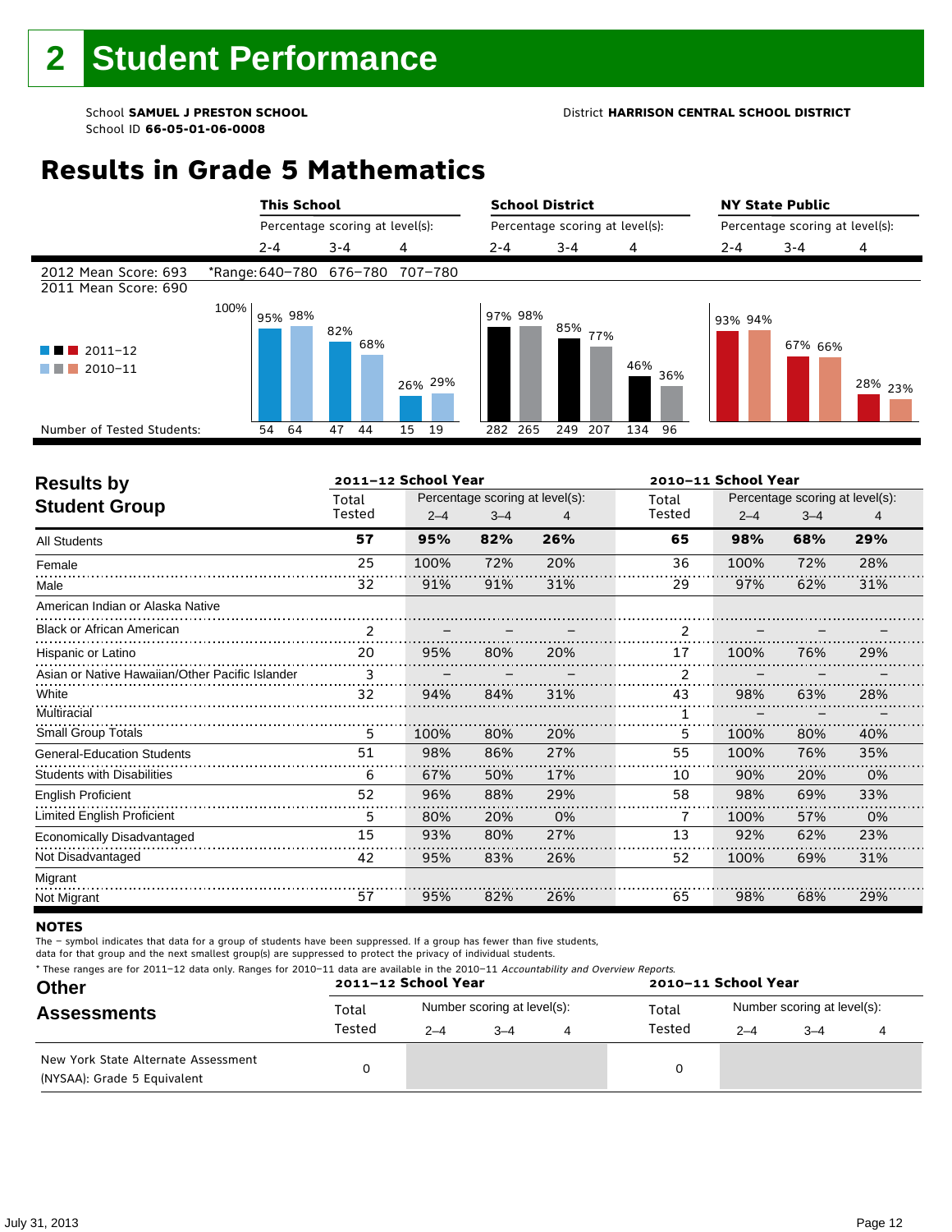# 2 Student Performance

School **SAMUEL J PRESTON SCHOOL**
School ID **66-05-01-06-0008**

District **HARRISON CENTRAL SCHOOL DISTRICT**

## Results in Grade 5 Mathematics

| | This School | | | School District | | | NY State Public | | |
|---|---|---|---|---|---|---|---|---|---|
| | Percentage scoring at level(s): | | | Percentage scoring at level(s): | | | Percentage scoring at level(s): | | |
| | 2-4 | 3-4 | 4 | 2-4 | 3-4 | 4 | 2-4 | 3-4 | 4 |
| 2012 Mean Score: 693 | *Range: 640–780 | 676–780 | 707–780 | | | | | | |
| 2011 Mean Score: 690 | | | | | | | | | |
| 2011–12 | 95% | 82% | 26% | 97% | 85% | 46% | 93% | 67% | 28% |
| 2010–11 | 98% | 68% | 29% | 98% | 77% | 36% | 94% | 66% | 23% |
| Number of Tested Students: 2011–12 | 54 | 47 | 15 | 282 | 249 | 134 | | | |
| Number of Tested Students: 2010–11 | 64 | 44 | 19 | 265 | 207 | 96 | | | |

| Results by Student Group | 2011–12 School Year | | | | 2010–11 School Year | | | |
|---|---|---|---|---|---|---|---|---|
| | Total Tested | Percentage scoring at level(s): 2–4 | 3–4 | 4 | Total Tested | Percentage scoring at level(s): 2–4 | 3–4 | 4 |
| **All Students** | **57** | **95%** | **82%** | **26%** | **65** | **98%** | **68%** | **29%** |
| Female | 25 | 100% | 72% | 20% | 36 | 100% | 72% | 28% |
| Male | 32 | 91% | 91% | 31% | 29 | 97% | 62% | 31% |
| American Indian or Alaska Native | | | | | | | | |
| Black or African American | 2 | – | – | – | 2 | – | – | – |
| Hispanic or Latino | 20 | 95% | 80% | 20% | 17 | 100% | 76% | 29% |
| Asian or Native Hawaiian/Other Pacific Islander | 3 | – | – | – | 2 | – | – | – |
| White | 32 | 94% | 84% | 31% | 43 | 98% | 63% | 28% |
| Multiracial | | | | | 1 | – | – | – |
| Small Group Totals | 5 | 100% | 80% | 20% | 5 | 100% | 80% | 40% |
| General-Education Students | 51 | 98% | 86% | 27% | 55 | 100% | 76% | 35% |
| Students with Disabilities | 6 | 67% | 50% | 17% | 10 | 90% | 20% | 0% |
| English Proficient | 52 | 96% | 88% | 29% | 58 | 98% | 69% | 33% |
| Limited English Proficient | 5 | 80% | 20% | 0% | 7 | 100% | 57% | 0% |
| Economically Disadvantaged | 15 | 93% | 80% | 27% | 13 | 92% | 62% | 23% |
| Not Disadvantaged | 42 | 95% | 83% | 26% | 52 | 100% | 69% | 31% |
| Migrant | | | | | | | | |
| Not Migrant | 57 | 95% | 82% | 26% | 65 | 98% | 68% | 29% |

**NOTES**

The – symbol indicates that data for a group of students have been suppressed. If a group has fewer than five students, data for that group and the next smallest group(s) are suppressed to protect the privacy of individual students.

\* These ranges are for 2011–12 data only. Ranges for 2010–11 data are available in the 2010–11 *Accountability and Overview Reports.*

| Other Assessments | 2011–12 School Year | | | | 2010–11 School Year | | | |
|---|---|---|---|---|---|---|---|---|
| | Total Tested | Number scoring at level(s): 2–4 | 3–4 | 4 | Total Tested | Number scoring at level(s): 2–4 | 3–4 | 4 |
| New York State Alternate Assessment (NYSAA): Grade 5 Equivalent | 0 | | | | 0 | | | |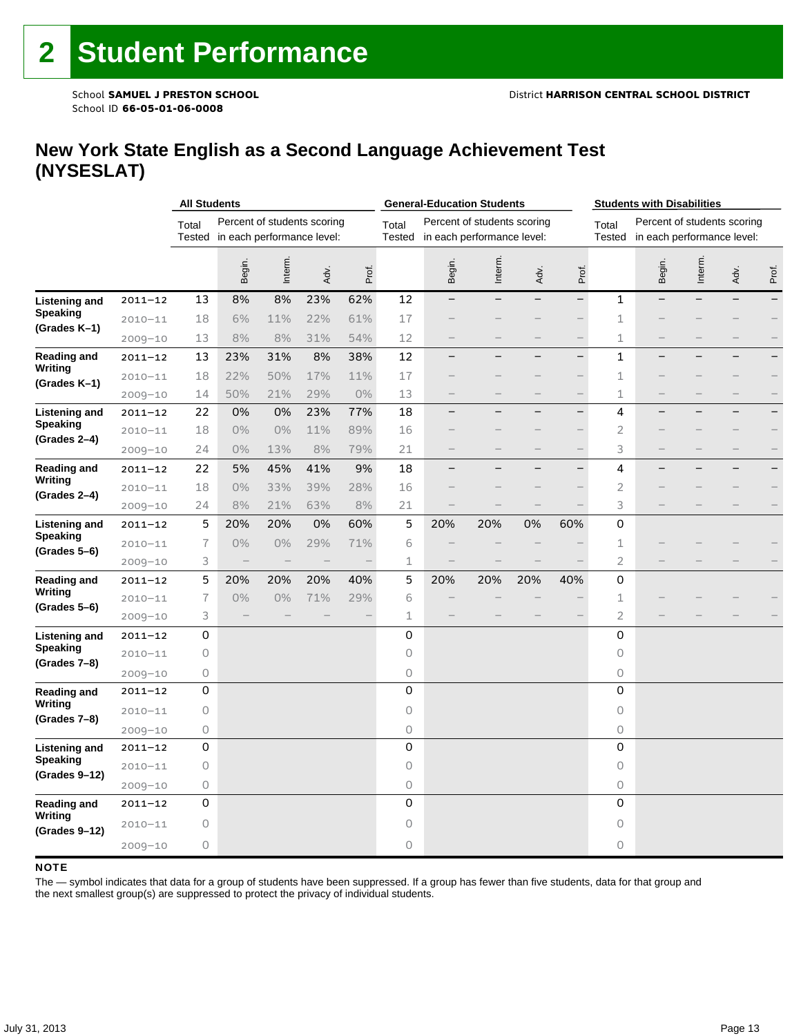# 2 Student Performance

School **SAMUEL J PRESTON SCHOOL** District **HARRISON CENTRAL SCHOOL DISTRICT**
School ID **66-05-01-06-0008**

## New York State English as a Second Language Achievement Test (NYSESLAT)

| | | All Students | | | | | General-Education Students | | | | | Students with Disabilities | | | | |
|---|---|---|---|---|---|---|---|---|---|---|---|---|---|---|---|---|
| | | Total Tested | Percent of students scoring in each performance level: | | | | Total Tested | Percent of students scoring in each performance level: | | | | Total Tested | Percent of students scoring in each performance level: | | | |
| | | | Begin. | Interm. | Adv. | Prof. | | Begin. | Interm. | Adv. | Prof. | | Begin. | Interm. | Adv. | Prof. |
| **Listening and Speaking (Grades K–1)** | 2011–12 | 13 | 8% | 8% | 23% | 62% | 12 | – | – | – | – | 1 | – | – | – | – |
| | 2010–11 | 18 | 6% | 11% | 22% | 61% | 17 | – | – | – | – | 1 | – | – | – | – |
| | 2009–10 | 13 | 8% | 8% | 31% | 54% | 12 | – | – | – | – | 1 | – | – | – | – |
| **Reading and Writing (Grades K–1)** | 2011–12 | 13 | 23% | 31% | 8% | 38% | 12 | – | – | – | – | 1 | – | – | – | – |
| | 2010–11 | 18 | 22% | 50% | 17% | 11% | 17 | – | – | – | – | 1 | – | – | – | – |
| | 2009–10 | 14 | 50% | 21% | 29% | 0% | 13 | – | – | – | – | 1 | – | – | – | – |
| **Listening and Speaking (Grades 2–4)** | 2011–12 | 22 | 0% | 0% | 23% | 77% | 18 | – | – | – | – | 4 | – | – | – | – |
| | 2010–11 | 18 | 0% | 0% | 11% | 89% | 16 | – | – | – | – | 2 | – | – | – | – |
| | 2009–10 | 24 | 0% | 13% | 8% | 79% | 21 | – | – | – | – | 3 | – | – | – | – |
| **Reading and Writing (Grades 2–4)** | 2011–12 | 22 | 5% | 45% | 41% | 9% | 18 | – | – | – | – | 4 | – | – | – | – |
| | 2010–11 | 18 | 0% | 33% | 39% | 28% | 16 | – | – | – | – | 2 | – | – | – | – |
| | 2009–10 | 24 | 8% | 21% | 63% | 8% | 21 | – | – | – | – | 3 | – | – | – | – |
| **Listening and Speaking (Grades 5–6)** | 2011–12 | 5 | 20% | 20% | 0% | 60% | 5 | 20% | 20% | 0% | 60% | 0 | | | | |
| | 2010–11 | 7 | 0% | 0% | 29% | 71% | 6 | – | – | – | – | 1 | – | – | – | – |
| | 2009–10 | 3 | – | – | – | – | 1 | – | – | – | – | 2 | – | – | – | – |
| **Reading and Writing (Grades 5–6)** | 2011–12 | 5 | 20% | 20% | 20% | 40% | 5 | 20% | 20% | 20% | 40% | 0 | | | | |
| | 2010–11 | 7 | 0% | 0% | 71% | 29% | 6 | – | – | – | – | 1 | – | – | – | – |
| | 2009–10 | 3 | – | – | – | – | 1 | – | – | – | – | 2 | – | – | – | – |
| **Listening and Speaking (Grades 7–8)** | 2011–12 | 0 | | | | | 0 | | | | | 0 | | | | |
| | 2010–11 | 0 | | | | | 0 | | | | | 0 | | | | |
| | 2009–10 | 0 | | | | | 0 | | | | | 0 | | | | |
| **Reading and Writing (Grades 7–8)** | 2011–12 | 0 | | | | | 0 | | | | | 0 | | | | |
| | 2010–11 | 0 | | | | | 0 | | | | | 0 | | | | |
| | 2009–10 | 0 | | | | | 0 | | | | | 0 | | | | |
| **Listening and Speaking (Grades 9–12)** | 2011–12 | 0 | | | | | 0 | | | | | 0 | | | | |
| | 2010–11 | 0 | | | | | 0 | | | | | 0 | | | | |
| | 2009–10 | 0 | | | | | 0 | | | | | 0 | | | | |
| **Reading and Writing (Grades 9–12)** | 2011–12 | 0 | | | | | 0 | | | | | 0 | | | | |
| | 2010–11 | 0 | | | | | 0 | | | | | 0 | | | | |
| | 2009–10 | 0 | | | | | 0 | | | | | 0 | | | | |

**NOTE**

The — symbol indicates that data for a group of students have been suppressed. If a group has fewer than five students, data for that group and the next smallest group(s) are suppressed to protect the privacy of individual students.